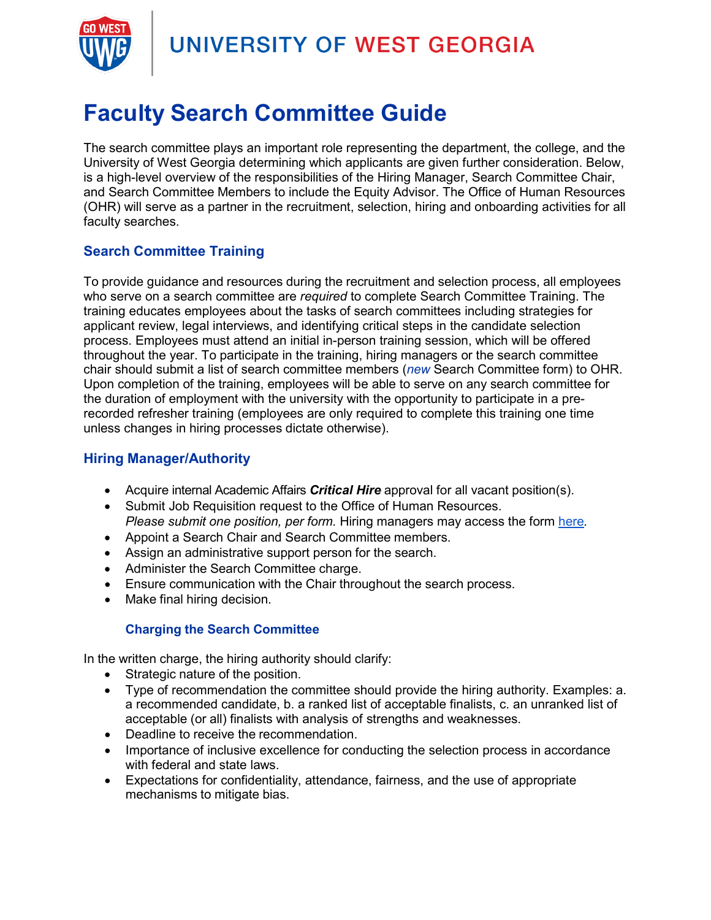# Faculty Search Committee Guide

The search committee plays an important role representing the department, the college, and the University of West Georgia determining which applicants are given further consideration. Below, is a high-level overview of the responsibilities of the Hiring Manager, Search Committee Chair, and Search Committee Members to include the Equity Advisor. The Office of Human Resources (OHR) will serve as a partner in the recruitment, selection, hiring and onboarding activities for all faculty searches.

## Search Committee Training

To provide guidance and resources during the recruitment and selection process, all employees who serve on a search committee are *required* to complete Search Committee Training. The training educates employees about the tasks of search committees including strategies for applicant review, legal interviews, and identifying critical steps in the candidate selection process. Employees must attend an initial in-person training session, which will be offered throughout the year. To participate in the training, hiring managers or the search committee chair should submit a list of search committee members (*new* Search Committee form) to OHR. Upon completion of the training, employees will be able to serve on any search committee for the duration of employment with the university with the opportunity to participate in a pre-recorded refresher training (employees are only required to complete this training one time unless changes in hiring processes dictate otherwise).

## Hiring Manager/Authority

- Acquire internal Academic Affairs ***Critical Hire*** approval for all vacant position(s).
- Submit Job Requisition request to the Office of Human Resources. *Please submit one position, per form.* Hiring managers may access the form here.
- Appoint a Search Chair and Search Committee members.
- Assign an administrative support person for the search.
- Administer the Search Committee charge.
- Ensure communication with the Chair throughout the search process.
- Make final hiring decision.

### Charging the Search Committee

In the written charge, the hiring authority should clarify:

- Strategic nature of the position.
- Type of recommendation the committee should provide the hiring authority. Examples: a. a recommended candidate, b. a ranked list of acceptable finalists, c. an unranked list of acceptable (or all) finalists with analysis of strengths and weaknesses.
- Deadline to receive the recommendation.
- Importance of inclusive excellence for conducting the selection process in accordance with federal and state laws.
- Expectations for confidentiality, attendance, fairness, and the use of appropriate mechanisms to mitigate bias.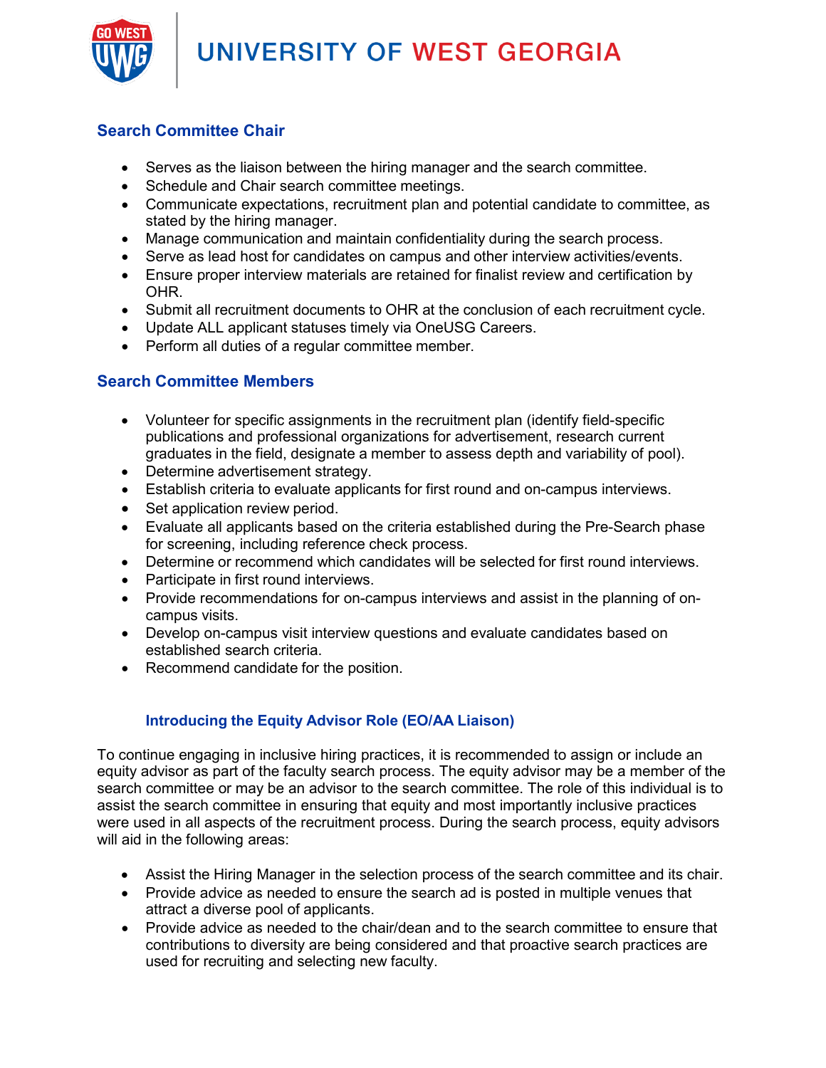## Search Committee Chair

- Serves as the liaison between the hiring manager and the search committee.
- Schedule and Chair search committee meetings.
- Communicate expectations, recruitment plan and potential candidate to committee, as stated by the hiring manager.
- Manage communication and maintain confidentiality during the search process.
- Serve as lead host for candidates on campus and other interview activities/events.
- Ensure proper interview materials are retained for finalist review and certification by OHR.
- Submit all recruitment documents to OHR at the conclusion of each recruitment cycle.
- Update ALL applicant statuses timely via OneUSG Careers.
- Perform all duties of a regular committee member.

## Search Committee Members

- Volunteer for specific assignments in the recruitment plan (identify field-specific publications and professional organizations for advertisement, research current graduates in the field, designate a member to assess depth and variability of pool).
- Determine advertisement strategy.
- Establish criteria to evaluate applicants for first round and on-campus interviews.
- Set application review period.
- Evaluate all applicants based on the criteria established during the Pre-Search phase for screening, including reference check process.
- Determine or recommend which candidates will be selected for first round interviews.
- Participate in first round interviews.
- Provide recommendations for on-campus interviews and assist in the planning of on-campus visits.
- Develop on-campus visit interview questions and evaluate candidates based on established search criteria.
- Recommend candidate for the position.

### Introducing the Equity Advisor Role (EO/AA Liaison)

To continue engaging in inclusive hiring practices, it is recommended to assign or include an equity advisor as part of the faculty search process. The equity advisor may be a member of the search committee or may be an advisor to the search committee. The role of this individual is to assist the search committee in ensuring that equity and most importantly inclusive practices were used in all aspects of the recruitment process. During the search process, equity advisors will aid in the following areas:

- Assist the Hiring Manager in the selection process of the search committee and its chair.
- Provide advice as needed to ensure the search ad is posted in multiple venues that attract a diverse pool of applicants.
- Provide advice as needed to the chair/dean and to the search committee to ensure that contributions to diversity are being considered and that proactive search practices are used for recruiting and selecting new faculty.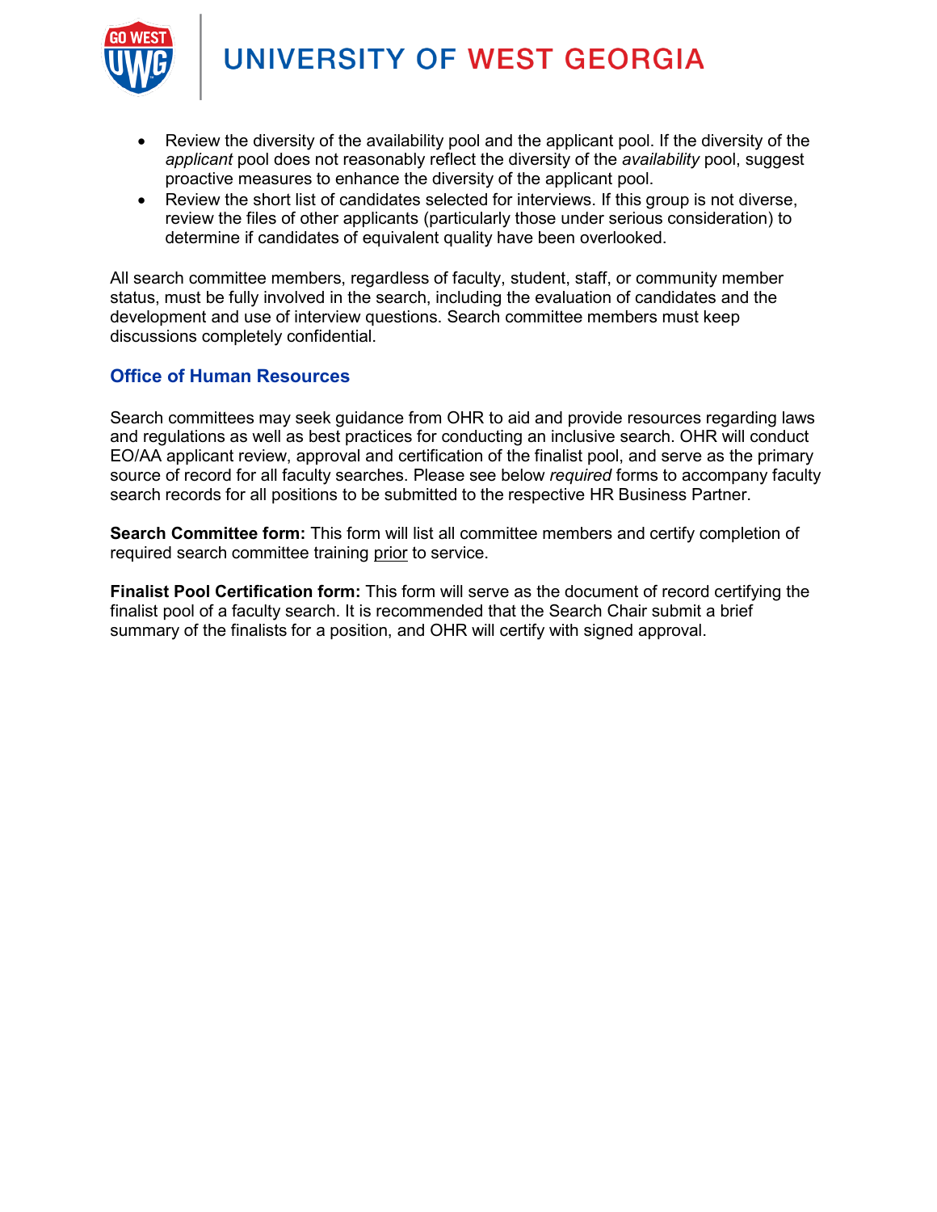- Review the diversity of the availability pool and the applicant pool. If the diversity of the *applicant* pool does not reasonably reflect the diversity of the *availability* pool, suggest proactive measures to enhance the diversity of the applicant pool.
- Review the short list of candidates selected for interviews. If this group is not diverse, review the files of other applicants (particularly those under serious consideration) to determine if candidates of equivalent quality have been overlooked.

All search committee members, regardless of faculty, student, staff, or community member status, must be fully involved in the search, including the evaluation of candidates and the development and use of interview questions. Search committee members must keep discussions completely confidential.

## Office of Human Resources

Search committees may seek guidance from OHR to aid and provide resources regarding laws and regulations as well as best practices for conducting an inclusive search. OHR will conduct EO/AA applicant review, approval and certification of the finalist pool, and serve as the primary source of record for all faculty searches. Please see below *required* forms to accompany faculty search records for all positions to be submitted to the respective HR Business Partner.

**Search Committee form:** This form will list all committee members and certify completion of required search committee training prior to service.

**Finalist Pool Certification form:** This form will serve as the document of record certifying the finalist pool of a faculty search. It is recommended that the Search Chair submit a brief summary of the finalists for a position, and OHR will certify with signed approval.